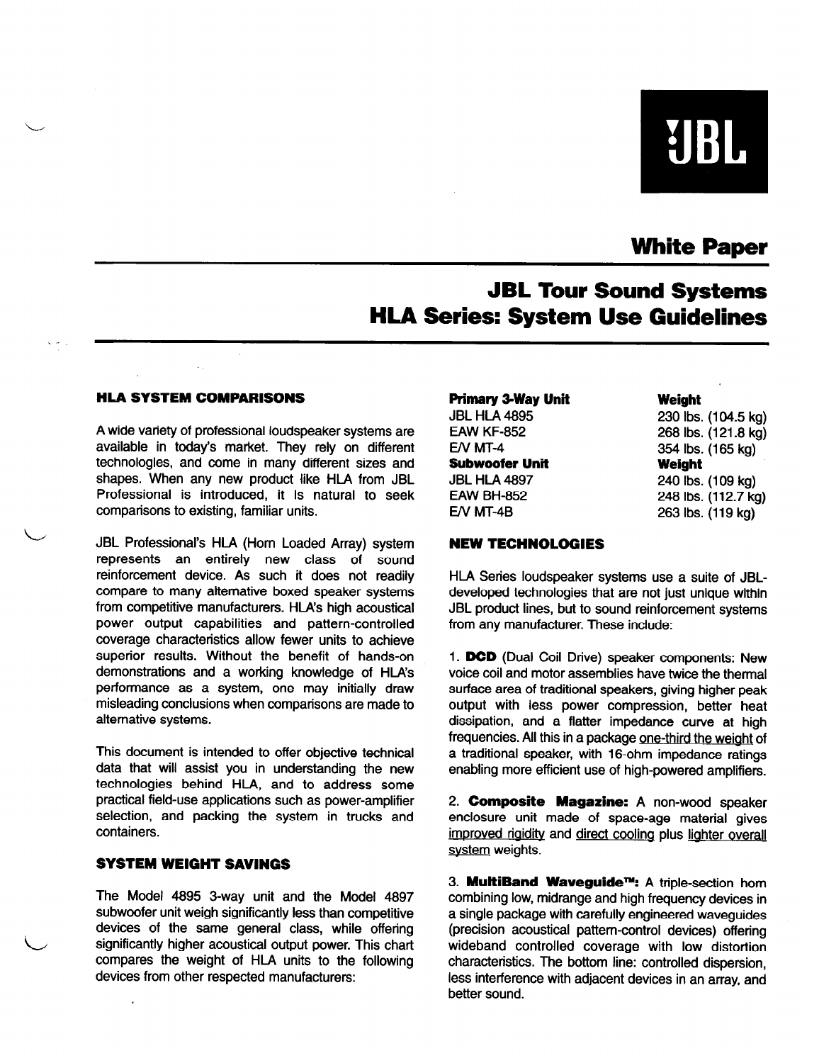JBL

# White Paper

# JBL Tour Sound Systems
# HLA Series: System Use Guidelines

## HLA SYSTEM COMPARISONS

A wide variety of professional loudspeaker systems are available in today's market. They rely on different technologies, and come in many different sizes and shapes. When any new product like HLA from JBL Professional is introduced, it is natural to seek comparisons to existing, familiar units.

JBL Professional's HLA (Horn Loaded Array) system represents an entirely new class of sound reinforcement device. As such it does not readily compare to many alternative boxed speaker systems from competitive manufacturers. HLA's high acoustical power output capabilities and pattern-controlled coverage characteristics allow fewer units to achieve superior results. Without the benefit of hands-on demonstrations and a working knowledge of HLA's performance as a system, one may initially draw misleading conclusions when comparisons are made to alternative systems.

This document is intended to offer objective technical data that will assist you in understanding the new technologies behind HLA, and to address some practical field-use applications such as power-amplifier selection, and packing the system in trucks and containers.

## SYSTEM WEIGHT SAVINGS

The Model 4895 3-way unit and the Model 4897 subwoofer unit weigh significantly less than competitive devices of the same general class, while offering significantly higher acoustical output power. This chart compares the weight of HLA units to the following devices from other respected manufacturers:

| **Primary 3-Way Unit** | **Weight** |
|---|---|
| JBL HLA 4895 | 230 lbs. (104.5 kg) |
| EAW KF-852 | 268 lbs. (121.8 kg) |
| E/V MT-4 | 354 lbs. (165 kg) |
| **Subwoofer Unit** | **Weight** |
| JBL HLA 4897 | 240 lbs. (109 kg) |
| EAW BH-852 | 248 lbs. (112.7 kg) |
| E/V MT-4B | 263 lbs. (119 kg) |

## NEW TECHNOLOGIES

HLA Series loudspeaker systems use a suite of JBL-developed technologies that are not just unique within JBL product lines, but to sound reinforcement systems from any manufacturer. These include:

1. **DCD** (Dual Coil Drive) speaker components: New voice coil and motor assemblies have twice the thermal surface area of traditional speakers, giving higher peak output with less power compression, better heat dissipation, and a flatter impedance curve at high frequencies. All this in a package one-third the weight of a traditional speaker, with 16-ohm impedance ratings enabling more efficient use of high-powered amplifiers.

2. **Composite Magazine:** A non-wood speaker enclosure unit made of space-age material gives improved rigidity and direct cooling plus lighter overall system weights.

3. **MultiBand Waveguide™:** A triple-section horn combining low, midrange and high frequency devices in a single package with carefully engineered waveguides (precision acoustical pattern-control devices) offering wideband controlled coverage with low distortion characteristics. The bottom line: controlled dispersion, less interference with adjacent devices in an array, and better sound.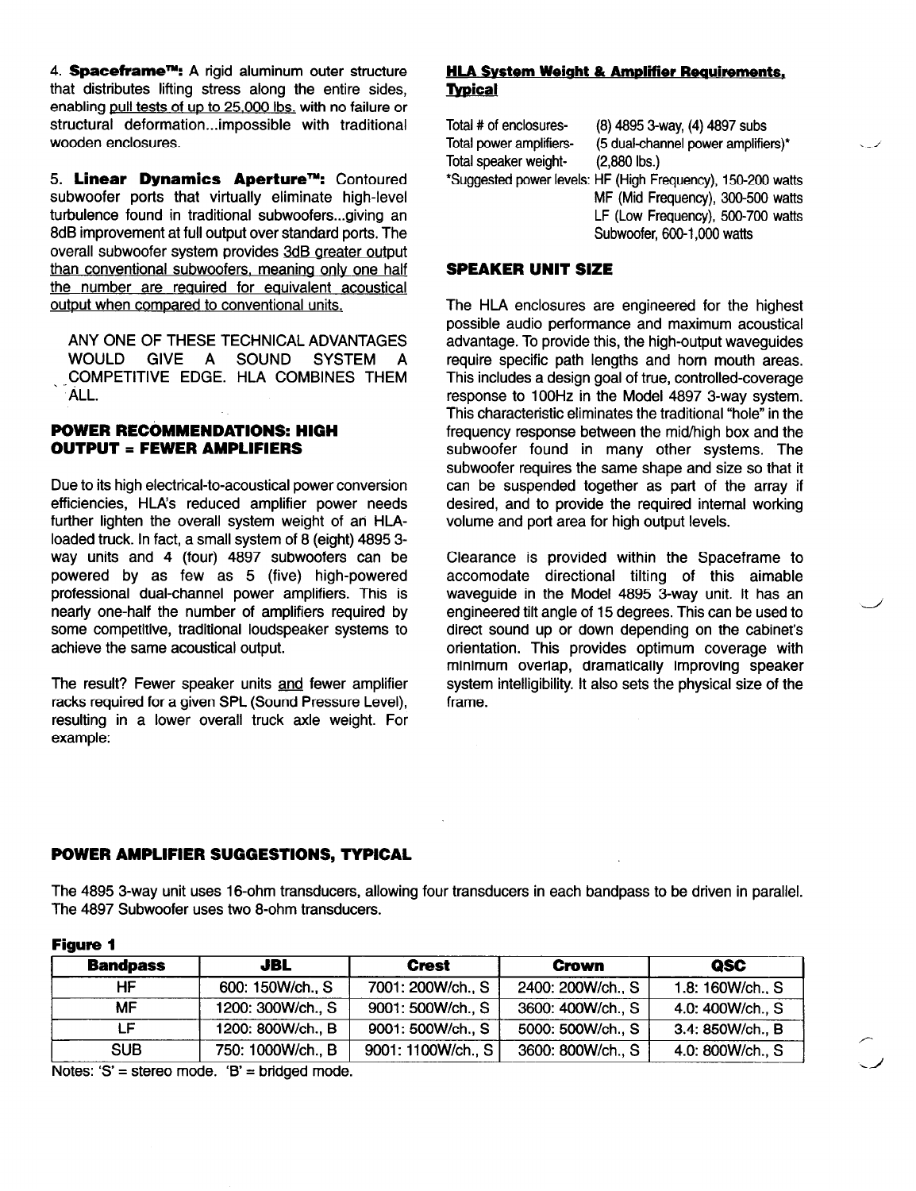4. **Spaceframe™:** A rigid aluminum outer structure that distributes lifting stress along the entire sides, enabling pull tests of up to 25,000 lbs. with no failure or structural deformation...impossible with traditional wooden enclosures.

5. **Linear Dynamics Aperture™:** Contoured subwoofer ports that virtually eliminate high-level turbulence found in traditional subwoofers...giving an 8dB improvement at full output over standard ports. The overall subwoofer system provides 3dB greater output than conventional subwoofers, meaning only one half the number are required for equivalent acoustical output when compared to conventional units.

ANY ONE OF THESE TECHNICAL ADVANTAGES WOULD GIVE A SOUND SYSTEM A COMPETITIVE EDGE. HLA COMBINES THEM ALL.

### POWER RECOMMENDATIONS: HIGH OUTPUT = FEWER AMPLIFIERS

Due to its high electrical-to-acoustical power conversion efficiencies, HLA's reduced amplifier power needs further lighten the overall system weight of an HLA-loaded truck. In fact, a small system of 8 (eight) 4895 3-way units and 4 (four) 4897 subwoofers can be powered by as few as 5 (five) high-powered professional dual-channel power amplifiers. This is nearly one-half the number of amplifiers required by some competitive, traditional loudspeaker systems to achieve the same acoustical output.

The result? Fewer speaker units and fewer amplifier racks required for a given SPL (Sound Pressure Level), resulting in a lower overall truck axle weight. For example:

### HLA System Weight & Amplifier Requirements, Typical

Total # of enclosures- (8) 4895 3-way, (4) 4897 subs
Total power amplifiers- (5 dual-channel power amplifiers)*
Total speaker weight- (2,880 lbs.)
*Suggested power levels: HF (High Frequency), 150-200 watts
MF (Mid Frequency), 300-500 watts
LF (Low Frequency), 500-700 watts
Subwoofer, 600-1,000 watts

### SPEAKER UNIT SIZE

The HLA enclosures are engineered for the highest possible audio performance and maximum acoustical advantage. To provide this, the high-output waveguides require specific path lengths and horn mouth areas. This includes a design goal of true, controlled-coverage response to 100Hz in the Model 4897 3-way system. This characteristic eliminates the traditional "hole" in the frequency response between the mid/high box and the subwoofer found in many other systems. The subwoofer requires the same shape and size so that it can be suspended together as part of the array if desired, and to provide the required internal working volume and port area for high output levels.

Clearance is provided within the Spaceframe to accomodate directional tilting of this aimable waveguide in the Model 4895 3-way unit. It has an engineered tilt angle of 15 degrees. This can be used to direct sound up or down depending on the cabinet's orientation. This provides optimum coverage with minimum overlap, dramatically improving speaker system intelligibility. It also sets the physical size of the frame.

### POWER AMPLIFIER SUGGESTIONS, TYPICAL

The 4895 3-way unit uses 16-ohm transducers, allowing four transducers in each bandpass to be driven in parallel. The 4897 Subwoofer uses two 8-ohm transducers.

**Figure 1**

| Bandpass | JBL | Crest | Crown | QSC |
|---|---|---|---|---|
| HF | 600: 150W/ch., S | 7001: 200W/ch., S | 2400: 200W/ch., S | 1.8: 160W/ch., S |
| MF | 1200: 300W/ch., S | 9001: 500W/ch., S | 3600: 400W/ch., S | 4.0: 400W/ch., S |
| LF | 1200: 800W/ch., B | 9001: 500W/ch., S | 5000: 500W/ch., S | 3.4: 850W/ch., B |
| SUB | 750: 1000W/ch., B | 9001: 1100W/ch., S | 3600: 800W/ch., S | 4.0: 800W/ch., S |

Notes: 'S' = stereo mode. 'B' = bridged mode.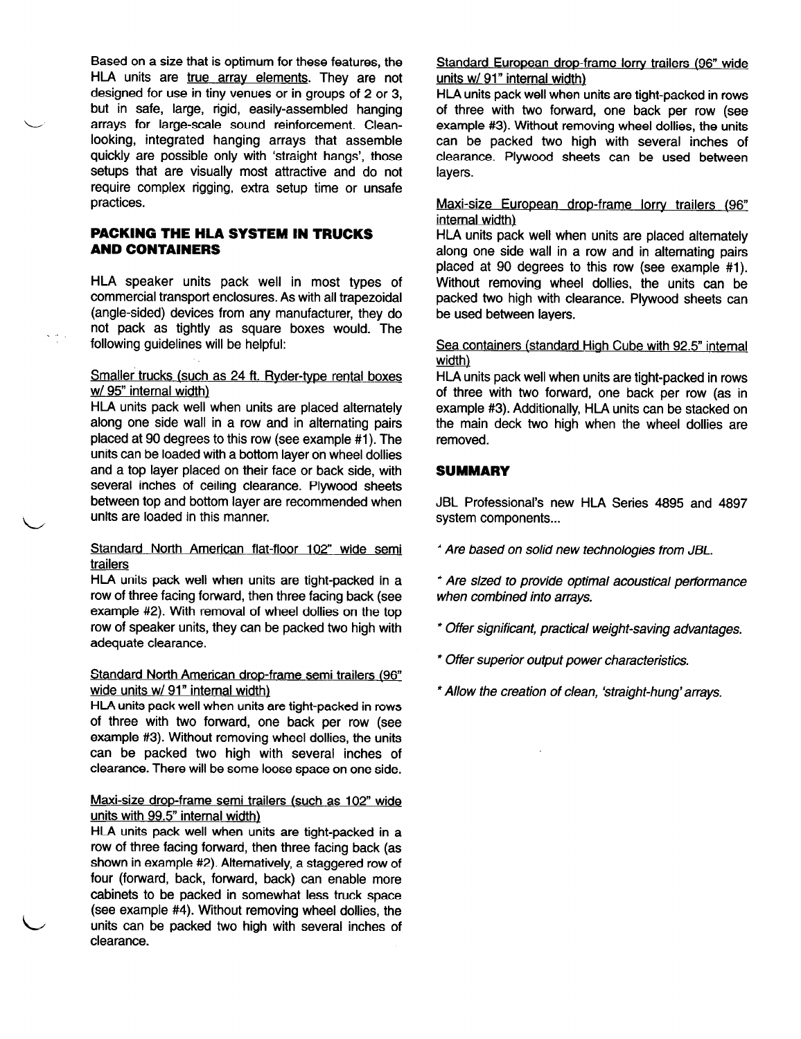Based on a size that is optimum for these features, the HLA units are true array elements. They are not designed for use in tiny venues or in groups of 2 or 3, but in safe, large, rigid, easily-assembled hanging arrays for large-scale sound reinforcement. Clean-looking, integrated hanging arrays that assemble quickly are possible only with 'straight hangs', those setups that are visually most attractive and do not require complex rigging, extra setup time or unsafe practices.

## PACKING THE HLA SYSTEM IN TRUCKS AND CONTAINERS

HLA speaker units pack well in most types of commercial transport enclosures. As with all trapezoidal (angle-sided) devices from any manufacturer, they do not pack as tightly as square boxes would. The following guidelines will be helpful:

Smaller trucks (such as 24 ft. Ryder-type rental boxes w/ 95" internal width)
HLA units pack well when units are placed alternately along one side wall in a row and in alternating pairs placed at 90 degrees to this row (see example #1). The units can be loaded with a bottom layer on wheel dollies and a top layer placed on their face or back side, with several inches of ceiling clearance. Plywood sheets between top and bottom layer are recommended when units are loaded in this manner.

Standard North American flat-floor 102" wide semi trailers
HLA units pack well when units are tight-packed in a row of three facing forward, then three facing back (see example #2). With removal of wheel dollies on the top row of speaker units, they can be packed two high with adequate clearance.

Standard North American drop-frame semi trailers (96" wide units w/ 91" internal width)
HLA units pack well when units are tight-packed in rows of three with two forward, one back per row (see example #3). Without removing wheel dollies, the units can be packed two high with several inches of clearance. There will be some loose space on one side.

Maxi-size drop-frame semi trailers (such as 102" wide units with 99.5" internal width)
HLA units pack well when units are tight-packed in a row of three facing forward, then three facing back (as shown in example #2). Alternatively, a staggered row of four (forward, back, forward, back) can enable more cabinets to be packed in somewhat less truck space (see example #4). Without removing wheel dollies, the units can be packed two high with several inches of clearance.

Standard European drop-frame lorry trailers (96" wide units w/ 91" internal width)
HLA units pack well when units are tight-packed in rows of three with two forward, one back per row (see example #3). Without removing wheel dollies, the units can be packed two high with several inches of clearance. Plywood sheets can be used between layers.

Maxi-size European drop-frame lorry trailers (96" internal width)
HLA units pack well when units are placed alternately along one side wall in a row and in alternating pairs placed at 90 degrees to this row (see example #1). Without removing wheel dollies, the units can be packed two high with clearance. Plywood sheets can be used between layers.

Sea containers (standard High Cube with 92.5" internal width)
HLA units pack well when units are tight-packed in rows of three with two forward, one back per row (as in example #3). Additionally, HLA units can be stacked on the main deck two high when the wheel dollies are removed.

## SUMMARY

JBL Professional's new HLA Series 4895 and 4897 system components...

* *Are based on solid new technologies from JBL.*

* *Are sized to provide optimal acoustical performance when combined into arrays.*

* *Offer significant, practical weight-saving advantages.*

* *Offer superior output power characteristics.*

* *Allow the creation of clean, 'straight-hung' arrays.*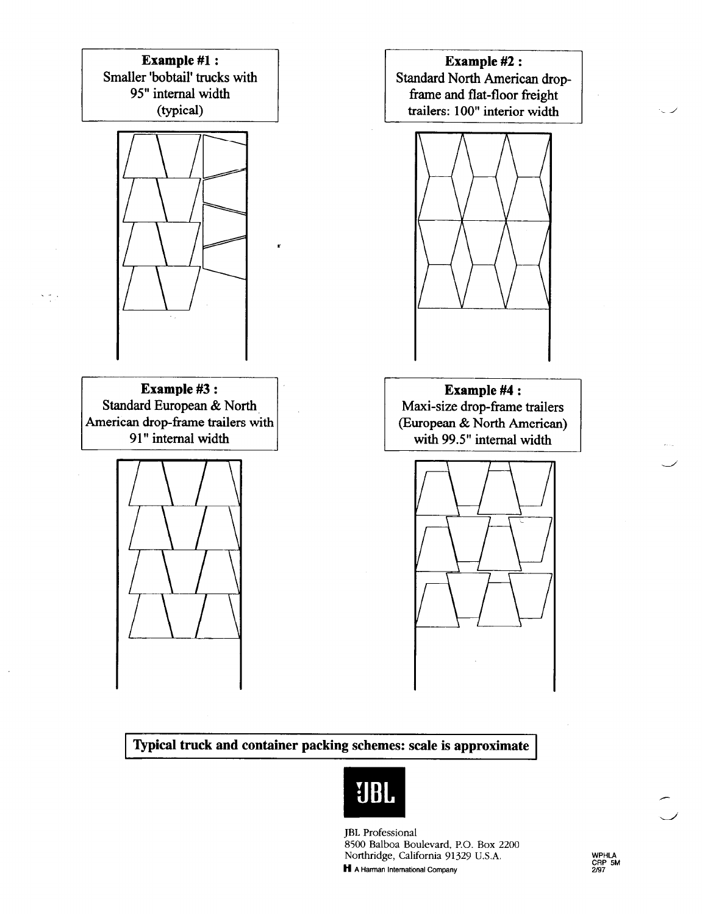**Example #1 :**
Smaller 'bobtail' trucks with
95" internal width
(typical)

**Example #2 :**
Standard North American drop-frame and flat-floor freight trailers: 100" interior width

**Example #3 :**
Standard European & North American drop-frame trailers with 91" internal width

**Example #4 :**
Maxi-size drop-frame trailers
(European & North American)
with 99.5" internal width

**Typical truck and container packing schemes: scale is approximate**

JBL

JBL Professional
8500 Balboa Boulevard, P.O. Box 2200
Northridge, California 91329 U.S.A.
A Harman International Company

WPHLA
CRP 5M
2/97